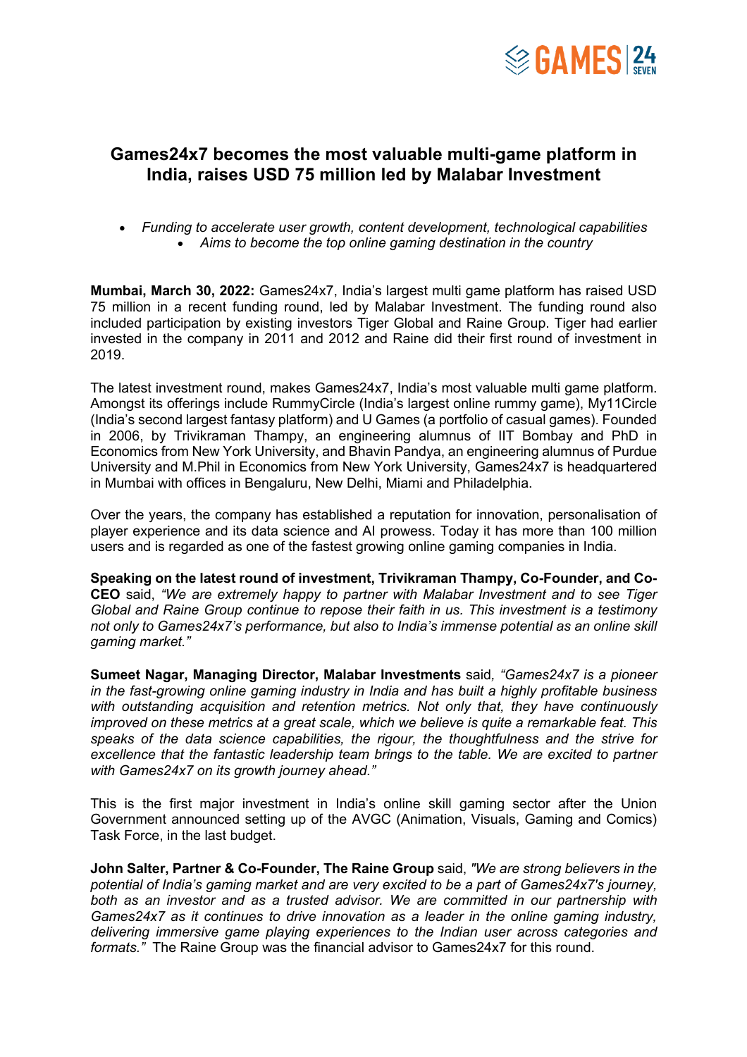# Games24x7 becomes the most valuable multi-game platform in India, raises USD 75 million led by Malabar Investment

- *Funding to accelerate user growth, content development, technological capabilities*
- *Aims to become the top online gaming destination in the country*

**Mumbai, March 30, 2022:** Games24x7, India's largest multi game platform has raised USD 75 million in a recent funding round, led by Malabar Investment. The funding round also included participation by existing investors Tiger Global and Raine Group. Tiger had earlier invested in the company in 2011 and 2012 and Raine did their first round of investment in 2019.

The latest investment round, makes Games24x7, India's most valuable multi game platform. Amongst its offerings include RummyCircle (India's largest online rummy game), My11Circle (India's second largest fantasy platform) and U Games (a portfolio of casual games). Founded in 2006, by Trivikraman Thampy, an engineering alumnus of IIT Bombay and PhD in Economics from New York University, and Bhavin Pandya, an engineering alumnus of Purdue University and M.Phil in Economics from New York University, Games24x7 is headquartered in Mumbai with offices in Bengaluru, New Delhi, Miami and Philadelphia.

Over the years, the company has established a reputation for innovation, personalisation of player experience and its data science and AI prowess. Today it has more than 100 million users and is regarded as one of the fastest growing online gaming companies in India.

**Speaking on the latest round of investment, Trivikraman Thampy, Co-Founder, and Co-CEO** said, *"We are extremely happy to partner with Malabar Investment and to see Tiger Global and Raine Group continue to repose their faith in us. This investment is a testimony not only to Games24x7's performance, but also to India's immense potential as an online skill gaming market."*

**Sumeet Nagar, Managing Director, Malabar Investments** said, *"Games24x7 is a pioneer in the fast-growing online gaming industry in India and has built a highly profitable business with outstanding acquisition and retention metrics. Not only that, they have continuously improved on these metrics at a great scale, which we believe is quite a remarkable feat. This speaks of the data science capabilities, the rigour, the thoughtfulness and the strive for excellence that the fantastic leadership team brings to the table. We are excited to partner with Games24x7 on its growth journey ahead."*

This is the first major investment in India's online skill gaming sector after the Union Government announced setting up of the AVGC (Animation, Visuals, Gaming and Comics) Task Force, in the last budget.

**John Salter, Partner & Co-Founder, The Raine Group** said, *"We are strong believers in the potential of India's gaming market and are very excited to be a part of Games24x7's journey, both as an investor and as a trusted advisor. We are committed in our partnership with Games24x7 as it continues to drive innovation as a leader in the online gaming industry, delivering immersive game playing experiences to the Indian user across categories and formats."* The Raine Group was the financial advisor to Games24x7 for this round.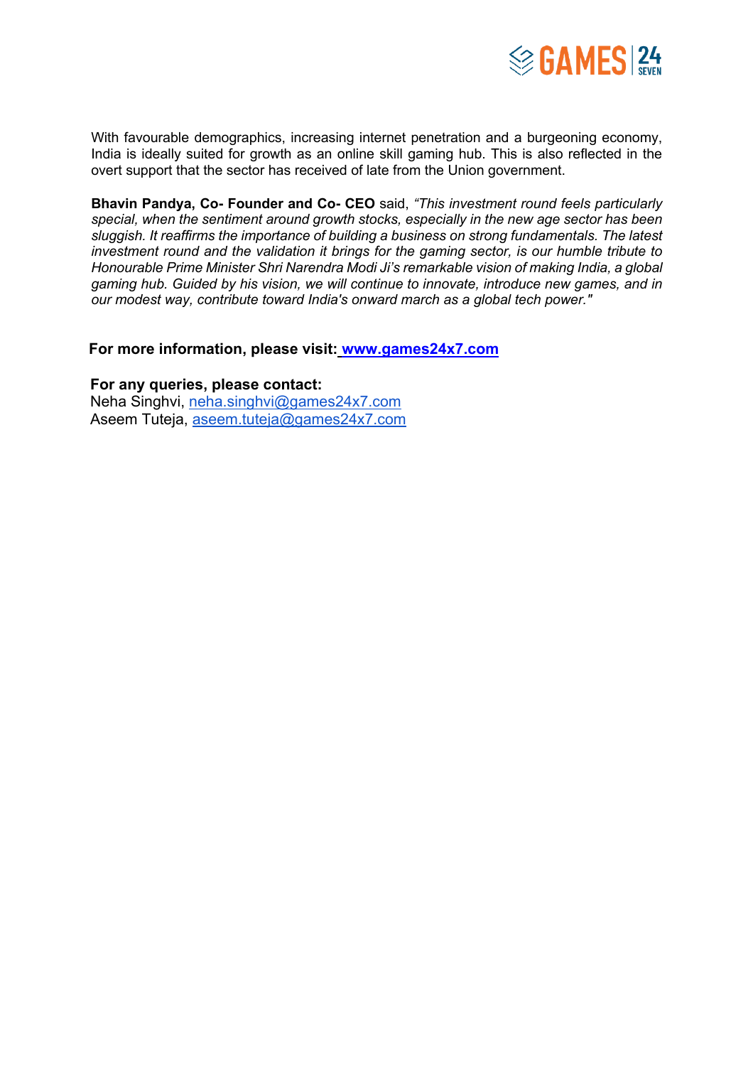With favourable demographics, increasing internet penetration and a burgeoning economy, India is ideally suited for growth as an online skill gaming hub. This is also reflected in the overt support that the sector has received of late from the Union government.

**Bhavin Pandya, Co- Founder and Co- CEO** said, *"This investment round feels particularly special, when the sentiment around growth stocks, especially in the new age sector has been sluggish. It reaffirms the importance of building a business on strong fundamentals. The latest investment round and the validation it brings for the gaming sector, is our humble tribute to Honourable Prime Minister Shri Narendra Modi Ji's remarkable vision of making India, a global gaming hub. Guided by his vision, we will continue to innovate, introduce new games, and in our modest way, contribute toward India's onward march as a global tech power."*

**For more information, please visit: [www.games24x7.com](http://www.games24x7.com)**

**For any queries, please contact:**
Neha Singhvi, neha.singhvi@games24x7.com
Aseem Tuteja, aseem.tuteja@games24x7.com